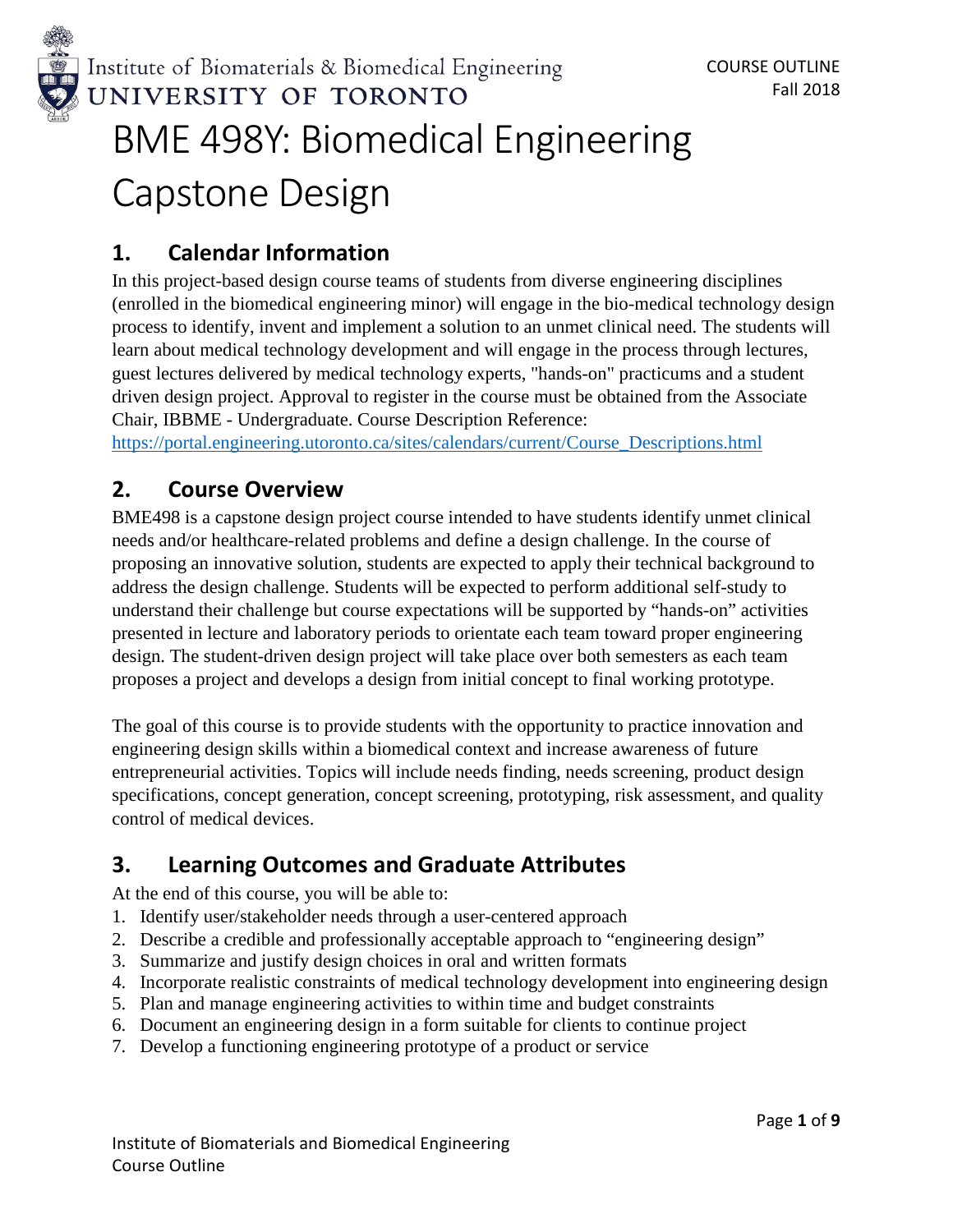Institute of Biomaterials & Biomedical Engineering
UNIVERSITY OF TORONTO

COURSE OUTLINE
Fall 2018

# BME 498Y: Biomedical Engineering Capstone Design

## 1. Calendar Information

In this project-based design course teams of students from diverse engineering disciplines (enrolled in the biomedical engineering minor) will engage in the bio-medical technology design process to identify, invent and implement a solution to an unmet clinical need. The students will learn about medical technology development and will engage in the process through lectures, guest lectures delivered by medical technology experts, "hands-on" practicums and a student driven design project. Approval to register in the course must be obtained from the Associate Chair, IBBME - Undergraduate. Course Description Reference: https://portal.engineering.utoronto.ca/sites/calendars/current/Course_Descriptions.html

## 2. Course Overview

BME498 is a capstone design project course intended to have students identify unmet clinical needs and/or healthcare-related problems and define a design challenge. In the course of proposing an innovative solution, students are expected to apply their technical background to address the design challenge. Students will be expected to perform additional self-study to understand their challenge but course expectations will be supported by "hands-on" activities presented in lecture and laboratory periods to orientate each team toward proper engineering design. The student-driven design project will take place over both semesters as each team proposes a project and develops a design from initial concept to final working prototype.

The goal of this course is to provide students with the opportunity to practice innovation and engineering design skills within a biomedical context and increase awareness of future entrepreneurial activities. Topics will include needs finding, needs screening, product design specifications, concept generation, concept screening, prototyping, risk assessment, and quality control of medical devices.

## 3. Learning Outcomes and Graduate Attributes

At the end of this course, you will be able to:

1. Identify user/stakeholder needs through a user-centered approach
2. Describe a credible and professionally acceptable approach to "engineering design"
3. Summarize and justify design choices in oral and written formats
4. Incorporate realistic constraints of medical technology development into engineering design
5. Plan and manage engineering activities to within time and budget constraints
6. Document an engineering design in a form suitable for clients to continue project
7. Develop a functioning engineering prototype of a product or service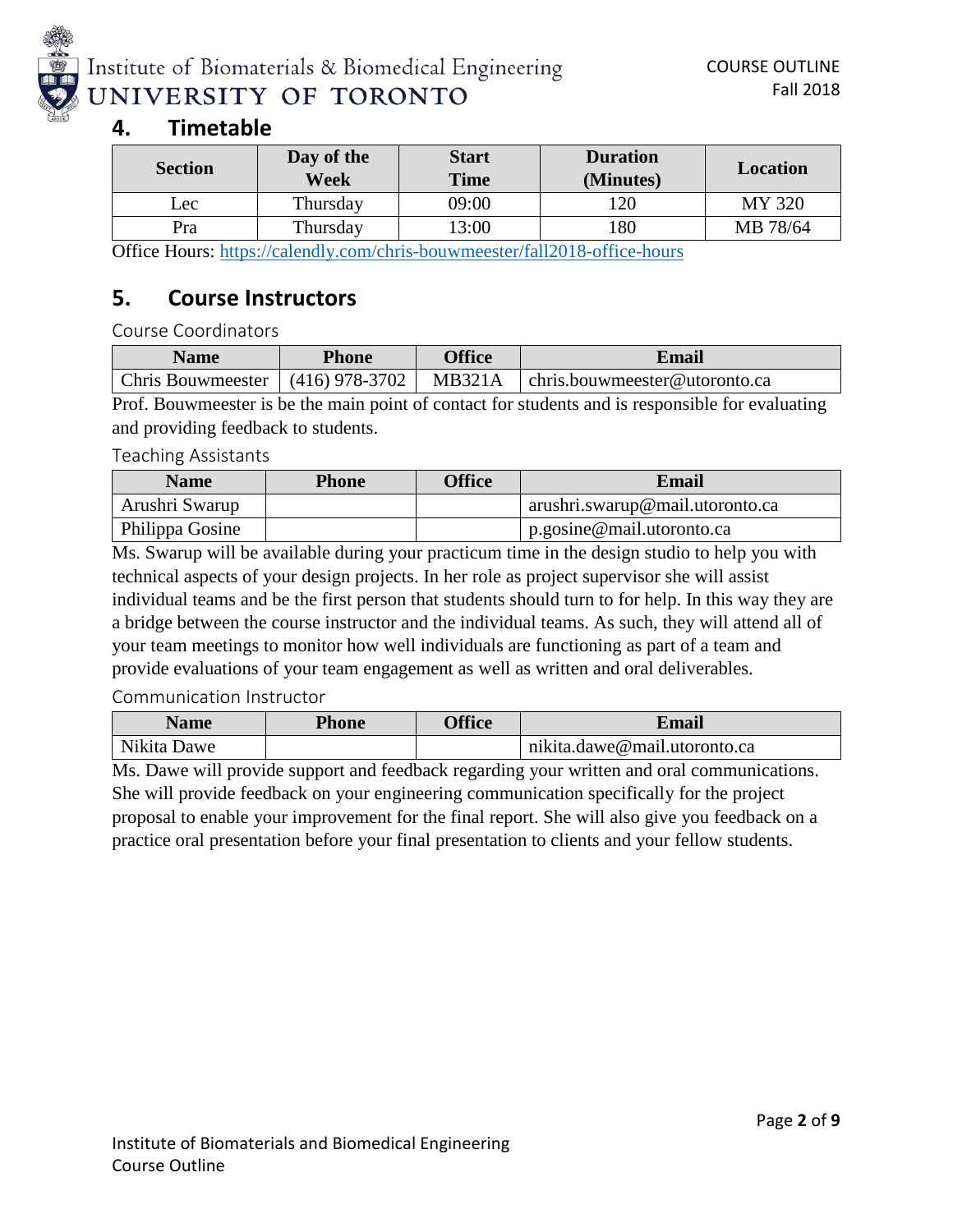## 4. Timetable

| Section | Day of the Week | Start Time | Duration (Minutes) | Location |
|---|---|---|---|---|
| Lec | Thursday | 09:00 | 120 | MY 320 |
| Pra | Thursday | 13:00 | 180 | MB 78/64 |

Office Hours: https://calendly.com/chris-bouwmeester/fall2018-office-hours

## 5. Course Instructors

### Course Coordinators

| Name | Phone | Office | Email |
|---|---|---|---|
| Chris Bouwmeester | (416) 978-3702 | MB321A | chris.bouwmeester@utoronto.ca |

Prof. Bouwmeester is be the main point of contact for students and is responsible for evaluating and providing feedback to students.

### Teaching Assistants

| Name | Phone | Office | Email |
|---|---|---|---|
| Arushri Swarup | | | arushri.swarup@mail.utoronto.ca |
| Philippa Gosine | | | p.gosine@mail.utoronto.ca |

Ms. Swarup will be available during your practicum time in the design studio to help you with technical aspects of your design projects. In her role as project supervisor she will assist individual teams and be the first person that students should turn to for help. In this way they are a bridge between the course instructor and the individual teams. As such, they will attend all of your team meetings to monitor how well individuals are functioning as part of a team and provide evaluations of your team engagement as well as written and oral deliverables.

### Communication Instructor

| Name | Phone | Office | Email |
|---|---|---|---|
| Nikita Dawe | | | nikita.dawe@mail.utoronto.ca |

Ms. Dawe will provide support and feedback regarding your written and oral communications. She will provide feedback on your engineering communication specifically for the project proposal to enable your improvement for the final report. She will also give you feedback on a practice oral presentation before your final presentation to clients and your fellow students.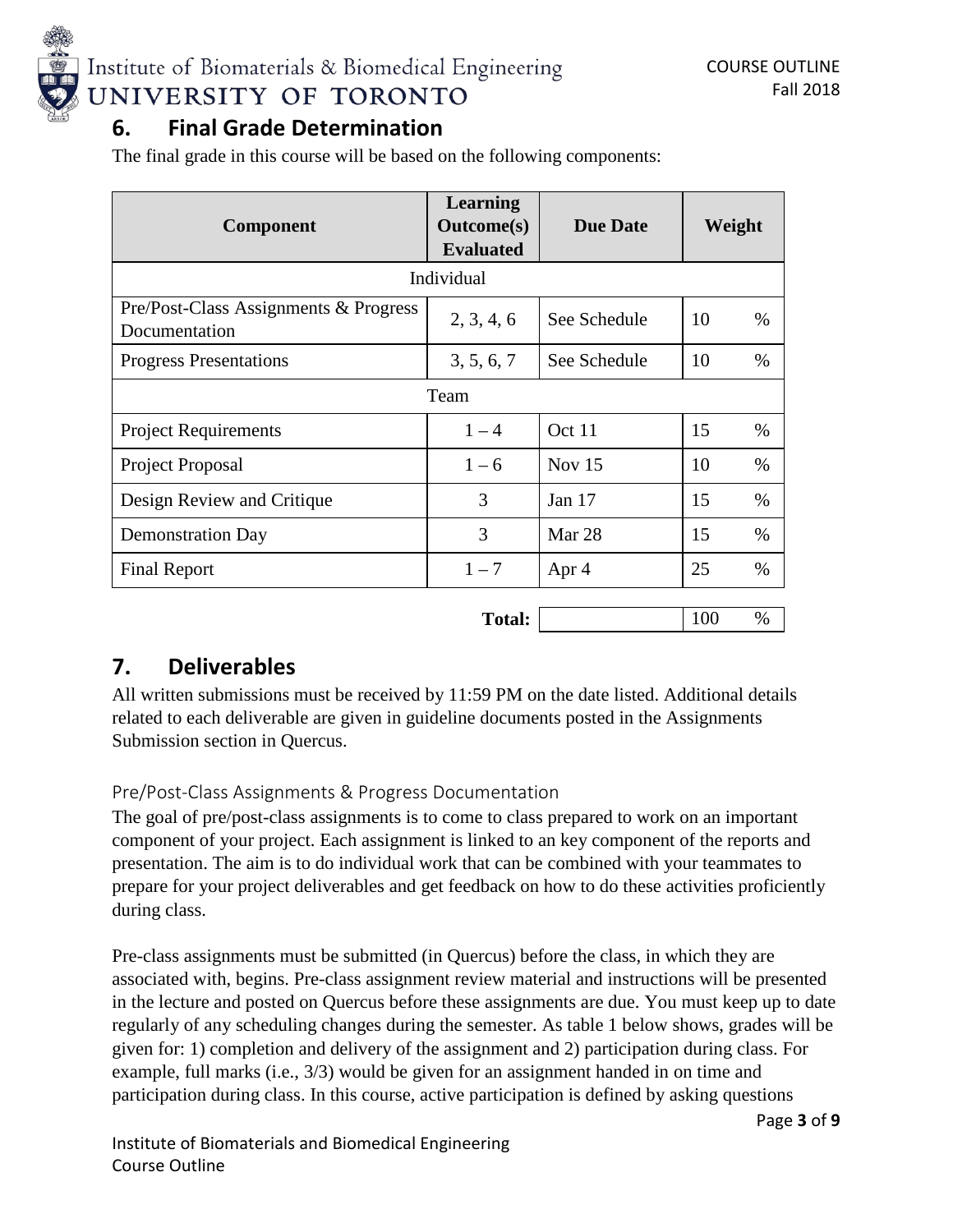## 6. Final Grade Determination

The final grade in this course will be based on the following components:

| Component | Learning Outcome(s) Evaluated | Due Date | Weight |
|---|---|---|---|
| Individual | | | |
| Pre/Post-Class Assignments & Progress Documentation | 2, 3, 4, 6 | See Schedule | 10 % |
| Progress Presentations | 3, 5, 6, 7 | See Schedule | 10 % |
| Team | | | |
| Project Requirements | 1 – 4 | Oct 11 | 15 % |
| Project Proposal | 1 – 6 | Nov 15 | 10 % |
| Design Review and Critique | 3 | Jan 17 | 15 % |
| Demonstration Day | 3 | Mar 28 | 15 % |
| Final Report | 1 – 7 | Apr 4 | 25 % |
| | **Total:** | | 100 % |

## 7. Deliverables

All written submissions must be received by 11:59 PM on the date listed. Additional details related to each deliverable are given in guideline documents posted in the Assignments Submission section in Quercus.

### Pre/Post-Class Assignments & Progress Documentation

The goal of pre/post-class assignments is to come to class prepared to work on an important component of your project. Each assignment is linked to an key component of the reports and presentation. The aim is to do individual work that can be combined with your teammates to prepare for your project deliverables and get feedback on how to do these activities proficiently during class.

Pre-class assignments must be submitted (in Quercus) before the class, in which they are associated with, begins. Pre-class assignment review material and instructions will be presented in the lecture and posted on Quercus before these assignments are due. You must keep up to date regularly of any scheduling changes during the semester. As table 1 below shows, grades will be given for: 1) completion and delivery of the assignment and 2) participation during class. For example, full marks (i.e., 3/3) would be given for an assignment handed in on time and participation during class. In this course, active participation is defined by asking questions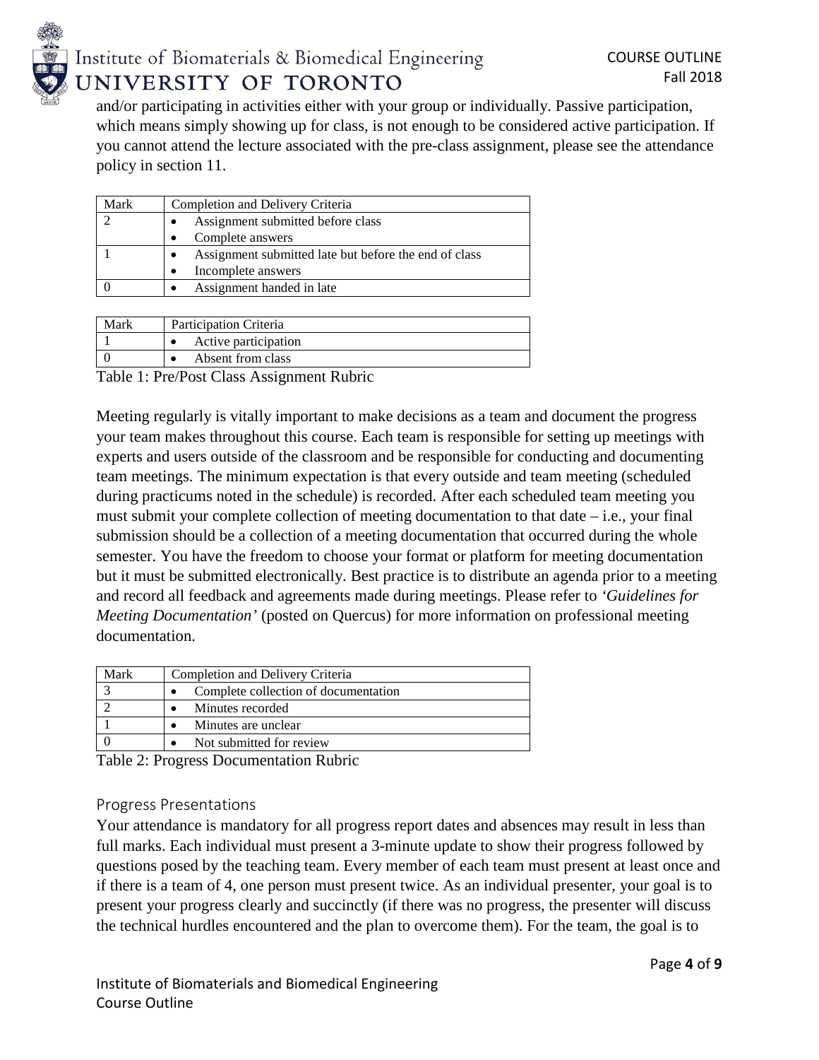and/or participating in activities either with your group or individually. Passive participation, which means simply showing up for class, is not enough to be considered active participation. If you cannot attend the lecture associated with the pre-class assignment, please see the attendance policy in section 11.

| Mark | Completion and Delivery Criteria |
|---|---|
| 2 | • Assignment submitted before class<br>• Complete answers |
| 1 | • Assignment submitted late but before the end of class<br>• Incomplete answers |
| 0 | • Assignment handed in late |

| Mark | Participation Criteria |
|---|---|
| 1 | • Active participation |
| 0 | • Absent from class |

Table 1: Pre/Post Class Assignment Rubric

Meeting regularly is vitally important to make decisions as a team and document the progress your team makes throughout this course. Each team is responsible for setting up meetings with experts and users outside of the classroom and be responsible for conducting and documenting team meetings. The minimum expectation is that every outside and team meeting (scheduled during practicums noted in the schedule) is recorded. After each scheduled team meeting you must submit your complete collection of meeting documentation to that date – i.e., your final submission should be a collection of a meeting documentation that occurred during the whole semester. You have the freedom to choose your format or platform for meeting documentation but it must be submitted electronically. Best practice is to distribute an agenda prior to a meeting and record all feedback and agreements made during meetings. Please refer to *'Guidelines for Meeting Documentation'* (posted on Quercus) for more information on professional meeting documentation.

| Mark | Completion and Delivery Criteria |
|---|---|
| 3 | • Complete collection of documentation |
| 2 | • Minutes recorded |
| 1 | • Minutes are unclear |
| 0 | • Not submitted for review |

Table 2: Progress Documentation Rubric

### Progress Presentations

Your attendance is mandatory for all progress report dates and absences may result in less than full marks. Each individual must present a 3-minute update to show their progress followed by questions posed by the teaching team. Every member of each team must present at least once and if there is a team of 4, one person must present twice. As an individual presenter, your goal is to present your progress clearly and succinctly (if there was no progress, the presenter will discuss the technical hurdles encountered and the plan to overcome them). For the team, the goal is to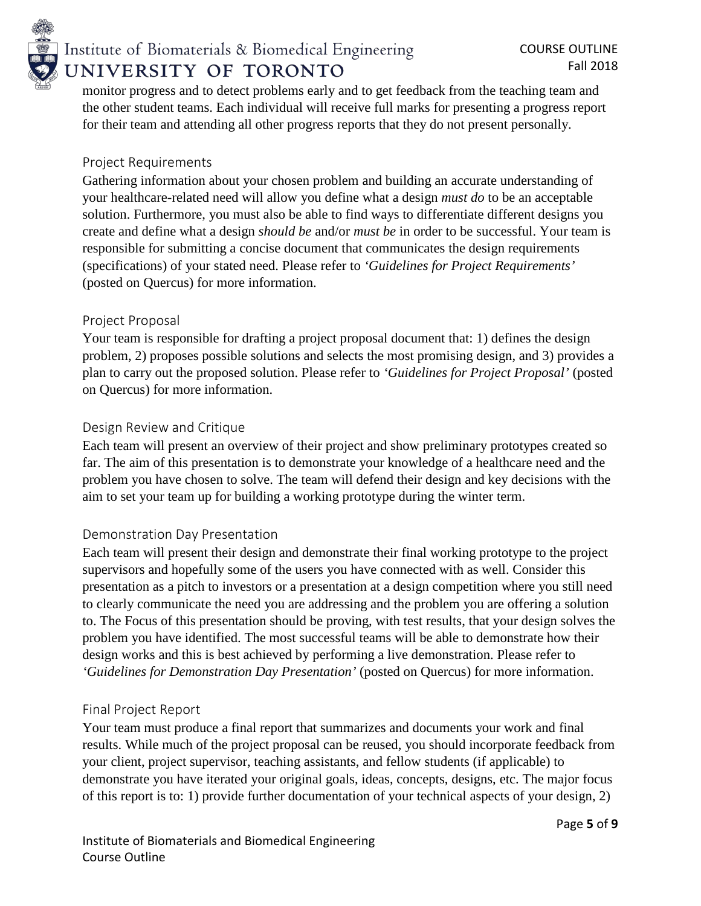monitor progress and to detect problems early and to get feedback from the teaching team and the other student teams. Each individual will receive full marks for presenting a progress report for their team and attending all other progress reports that they do not present personally.

### Project Requirements

Gathering information about your chosen problem and building an accurate understanding of your healthcare-related need will allow you define what a design *must do* to be an acceptable solution. Furthermore, you must also be able to find ways to differentiate different designs you create and define what a design *should be* and/or *must be* in order to be successful. Your team is responsible for submitting a concise document that communicates the design requirements (specifications) of your stated need. Please refer to *'Guidelines for Project Requirements'* (posted on Quercus) for more information.

### Project Proposal

Your team is responsible for drafting a project proposal document that: 1) defines the design problem, 2) proposes possible solutions and selects the most promising design, and 3) provides a plan to carry out the proposed solution. Please refer to *'Guidelines for Project Proposal'* (posted on Quercus) for more information.

### Design Review and Critique

Each team will present an overview of their project and show preliminary prototypes created so far. The aim of this presentation is to demonstrate your knowledge of a healthcare need and the problem you have chosen to solve. The team will defend their design and key decisions with the aim to set your team up for building a working prototype during the winter term.

### Demonstration Day Presentation

Each team will present their design and demonstrate their final working prototype to the project supervisors and hopefully some of the users you have connected with as well. Consider this presentation as a pitch to investors or a presentation at a design competition where you still need to clearly communicate the need you are addressing and the problem you are offering a solution to. The Focus of this presentation should be proving, with test results, that your design solves the problem you have identified. The most successful teams will be able to demonstrate how their design works and this is best achieved by performing a live demonstration. Please refer to *'Guidelines for Demonstration Day Presentation'* (posted on Quercus) for more information.

### Final Project Report

Your team must produce a final report that summarizes and documents your work and final results. While much of the project proposal can be reused, you should incorporate feedback from your client, project supervisor, teaching assistants, and fellow students (if applicable) to demonstrate you have iterated your original goals, ideas, concepts, designs, etc. The major focus of this report is to: 1) provide further documentation of your technical aspects of your design, 2)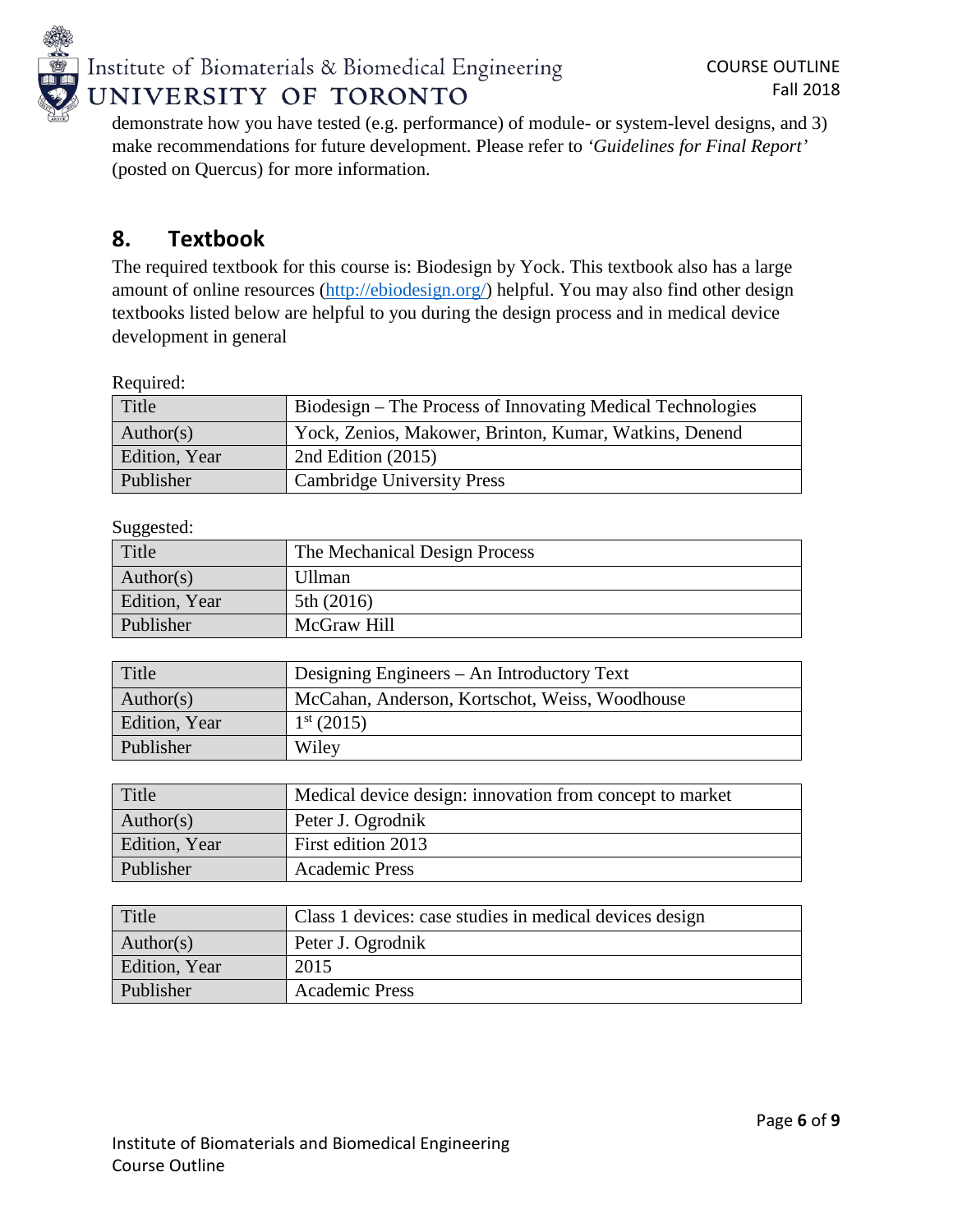demonstrate how you have tested (e.g. performance) of module- or system-level designs, and 3) make recommendations for future development. Please refer to *'Guidelines for Final Report'* (posted on Quercus) for more information.

## 8. Textbook

The required textbook for this course is: Biodesign by Yock. This textbook also has a large amount of online resources (http://ebiodesign.org/) helpful. You may also find other design textbooks listed below are helpful to you during the design process and in medical device development in general

Required:

| Title | Biodesign – The Process of Innovating Medical Technologies |
|---|---|
| Author(s) | Yock, Zenios, Makower, Brinton, Kumar, Watkins, Denend |
| Edition, Year | 2nd Edition (2015) |
| Publisher | Cambridge University Press |

Suggested:

| Title | The Mechanical Design Process |
|---|---|
| Author(s) | Ullman |
| Edition, Year | 5th (2016) |
| Publisher | McGraw Hill |

| Title | Designing Engineers – An Introductory Text |
|---|---|
| Author(s) | McCahan, Anderson, Kortschot, Weiss, Woodhouse |
| Edition, Year | 1st (2015) |
| Publisher | Wiley |

| Title | Medical device design: innovation from concept to market |
|---|---|
| Author(s) | Peter J. Ogrodnik |
| Edition, Year | First edition 2013 |
| Publisher | Academic Press |

| Title | Class 1 devices: case studies in medical devices design |
|---|---|
| Author(s) | Peter J. Ogrodnik |
| Edition, Year | 2015 |
| Publisher | Academic Press |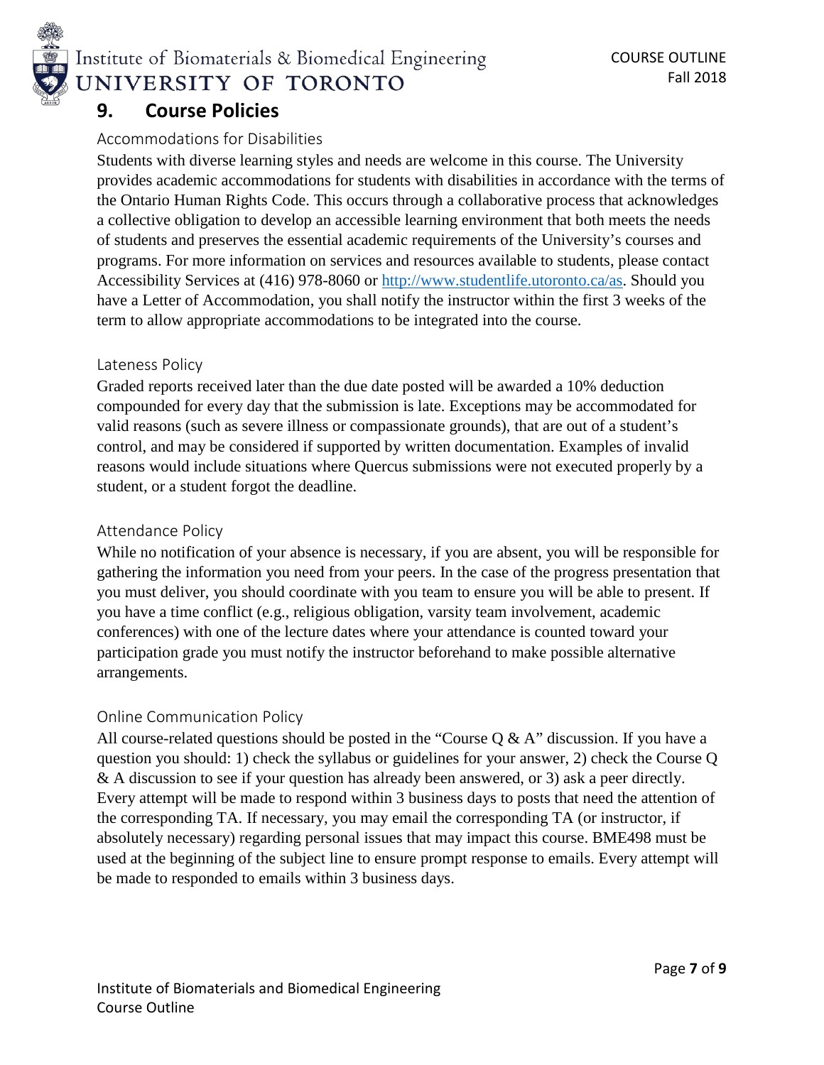## 9. Course Policies

### Accommodations for Disabilities

Students with diverse learning styles and needs are welcome in this course. The University provides academic accommodations for students with disabilities in accordance with the terms of the Ontario Human Rights Code. This occurs through a collaborative process that acknowledges a collective obligation to develop an accessible learning environment that both meets the needs of students and preserves the essential academic requirements of the University's courses and programs. For more information on services and resources available to students, please contact Accessibility Services at (416) 978-8060 or http://www.studentlife.utoronto.ca/as. Should you have a Letter of Accommodation, you shall notify the instructor within the first 3 weeks of the term to allow appropriate accommodations to be integrated into the course.

### Lateness Policy

Graded reports received later than the due date posted will be awarded a 10% deduction compounded for every day that the submission is late. Exceptions may be accommodated for valid reasons (such as severe illness or compassionate grounds), that are out of a student's control, and may be considered if supported by written documentation. Examples of invalid reasons would include situations where Quercus submissions were not executed properly by a student, or a student forgot the deadline.

### Attendance Policy

While no notification of your absence is necessary, if you are absent, you will be responsible for gathering the information you need from your peers. In the case of the progress presentation that you must deliver, you should coordinate with you team to ensure you will be able to present. If you have a time conflict (e.g., religious obligation, varsity team involvement, academic conferences) with one of the lecture dates where your attendance is counted toward your participation grade you must notify the instructor beforehand to make possible alternative arrangements.

### Online Communication Policy

All course-related questions should be posted in the "Course Q & A" discussion. If you have a question you should: 1) check the syllabus or guidelines for your answer, 2) check the Course Q & A discussion to see if your question has already been answered, or 3) ask a peer directly. Every attempt will be made to respond within 3 business days to posts that need the attention of the corresponding TA. If necessary, you may email the corresponding TA (or instructor, if absolutely necessary) regarding personal issues that may impact this course. BME498 must be used at the beginning of the subject line to ensure prompt response to emails. Every attempt will be made to responded to emails within 3 business days.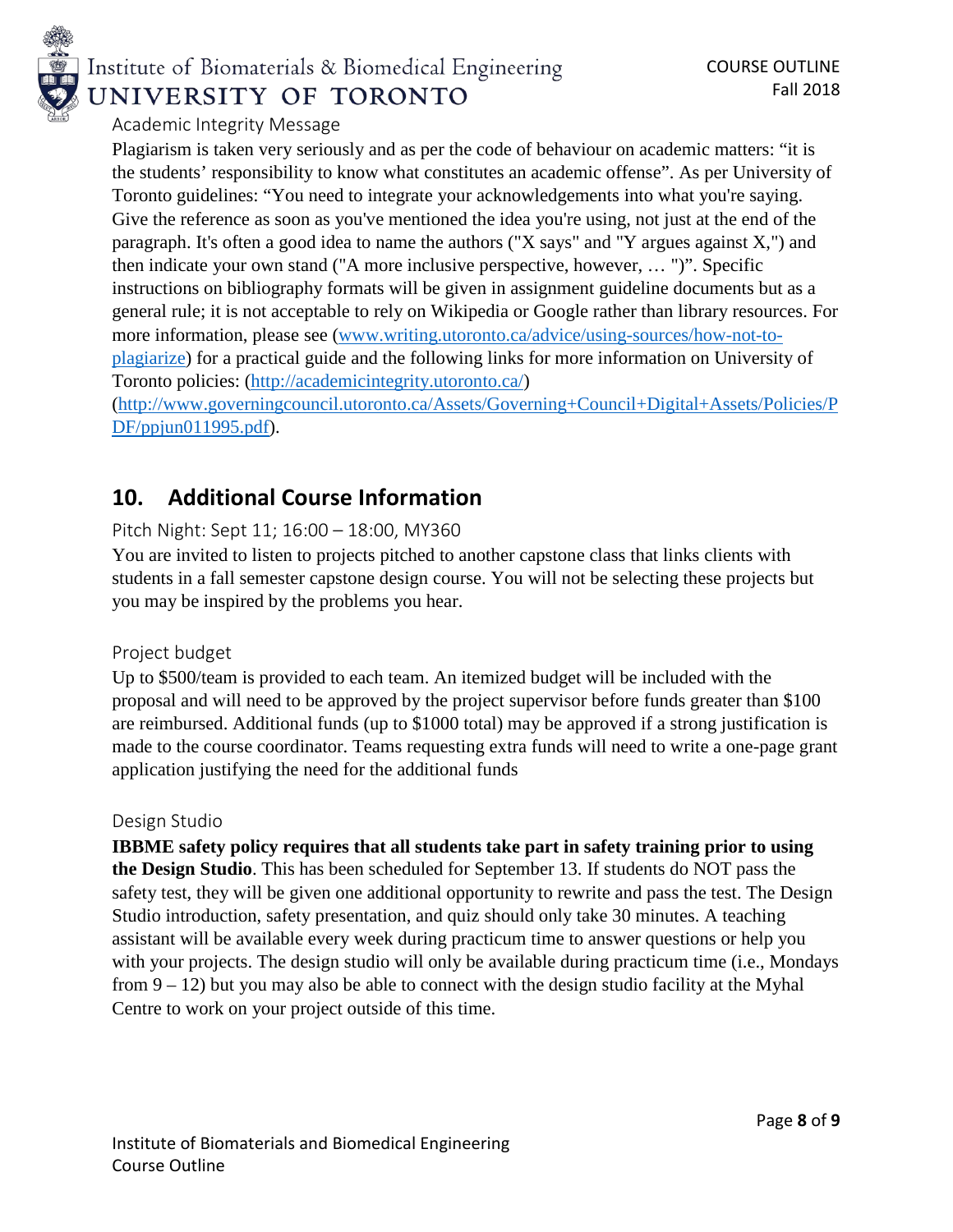### Academic Integrity Message

Plagiarism is taken very seriously and as per the code of behaviour on academic matters: "it is the students' responsibility to know what constitutes an academic offense". As per University of Toronto guidelines: "You need to integrate your acknowledgements into what you're saying. Give the reference as soon as you've mentioned the idea you're using, not just at the end of the paragraph. It's often a good idea to name the authors ("X says" and "Y argues against X,") and then indicate your own stand ("A more inclusive perspective, however, … ")". Specific instructions on bibliography formats will be given in assignment guideline documents but as a general rule; it is not acceptable to rely on Wikipedia or Google rather than library resources. For more information, please see (www.writing.utoronto.ca/advice/using-sources/how-not-to-plagiarize) for a practical guide and the following links for more information on University of Toronto policies: (http://academicintegrity.utoronto.ca/) (http://www.governingcouncil.utoronto.ca/Assets/Governing+Council+Digital+Assets/Policies/PDF/ppjun011995.pdf).

## 10. Additional Course Information

### Pitch Night: Sept 11; 16:00 – 18:00, MY360

You are invited to listen to projects pitched to another capstone class that links clients with students in a fall semester capstone design course. You will not be selecting these projects but you may be inspired by the problems you hear.

### Project budget

Up to $500/team is provided to each team. An itemized budget will be included with the proposal and will need to be approved by the project supervisor before funds greater than $100 are reimbursed. Additional funds (up to $1000 total) may be approved if a strong justification is made to the course coordinator. Teams requesting extra funds will need to write a one-page grant application justifying the need for the additional funds

### Design Studio

**IBBME safety policy requires that all students take part in safety training prior to using the Design Studio**. This has been scheduled for September 13. If students do NOT pass the safety test, they will be given one additional opportunity to rewrite and pass the test. The Design Studio introduction, safety presentation, and quiz should only take 30 minutes. A teaching assistant will be available every week during practicum time to answer questions or help you with your projects. The design studio will only be available during practicum time (i.e., Mondays from 9 – 12) but you may also be able to connect with the design studio facility at the Myhal Centre to work on your project outside of this time.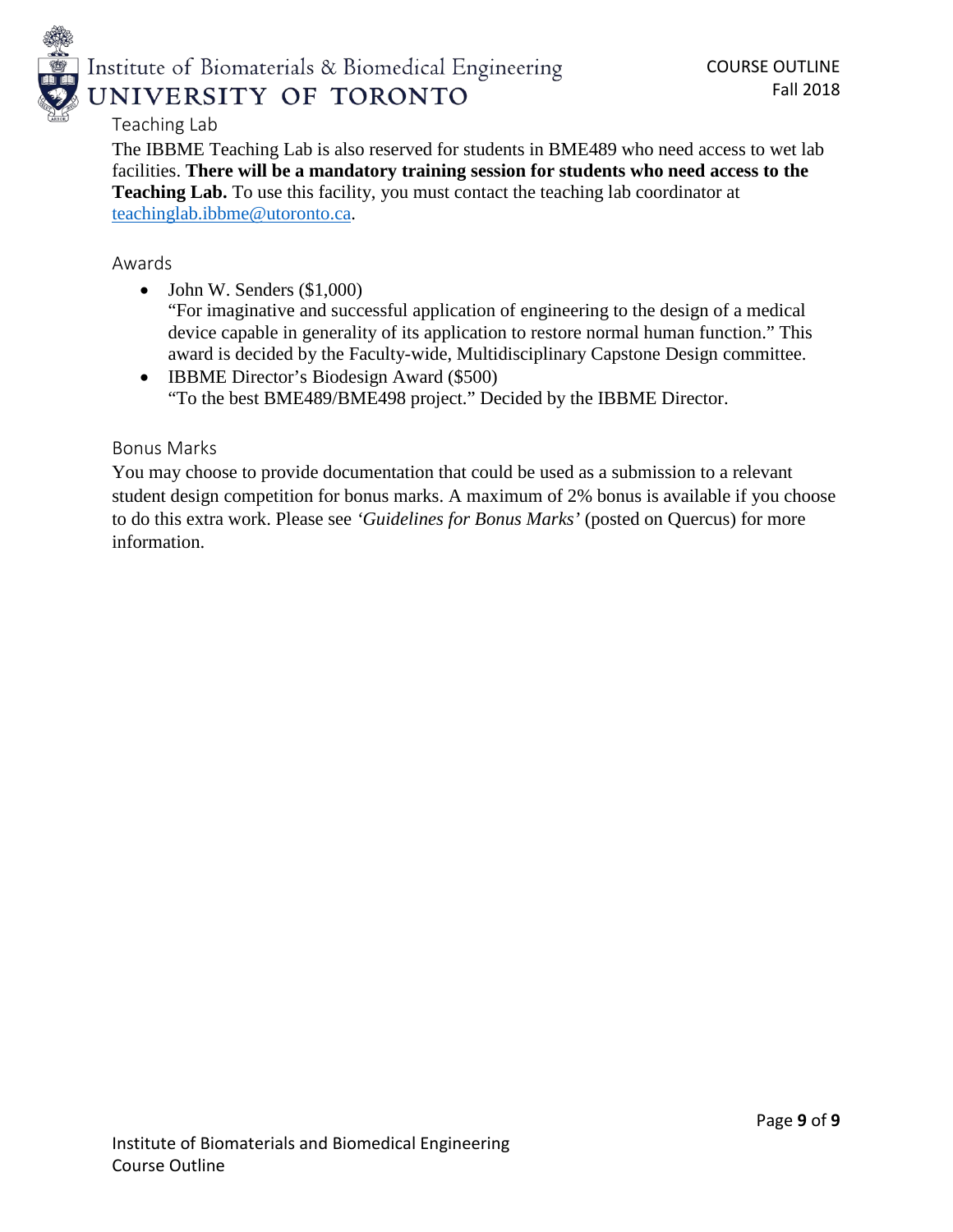### Teaching Lab

The IBBME Teaching Lab is also reserved for students in BME489 who need access to wet lab facilities. **There will be a mandatory training session for students who need access to the Teaching Lab.** To use this facility, you must contact the teaching lab coordinator at teachinglab.ibbme@utoronto.ca.

### Awards

- John W. Senders ($1,000)
  "For imaginative and successful application of engineering to the design of a medical device capable in generality of its application to restore normal human function." This award is decided by the Faculty-wide, Multidisciplinary Capstone Design committee.
- IBBME Director's Biodesign Award ($500)
  "To the best BME489/BME498 project." Decided by the IBBME Director.

### Bonus Marks

You may choose to provide documentation that could be used as a submission to a relevant student design competition for bonus marks. A maximum of 2% bonus is available if you choose to do this extra work. Please see *'Guidelines for Bonus Marks'* (posted on Quercus) for more information.